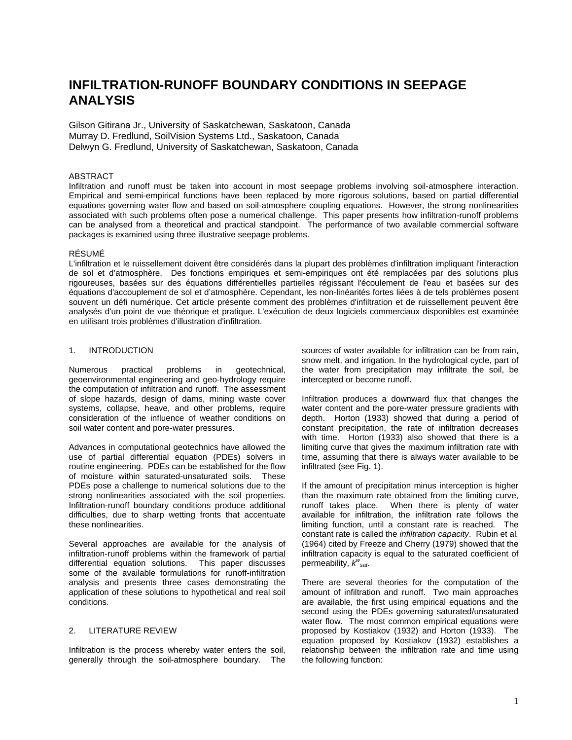# INFILTRATION-RUNOFF BOUNDARY CONDITIONS IN SEEPAGE ANALYSIS

Gilson Gitirana Jr., University of Saskatchewan, Saskatoon, Canada
Murray D. Fredlund, SoilVision Systems Ltd., Saskatoon, Canada
Delwyn G. Fredlund, University of Saskatchewan, Saskatoon, Canada

ABSTRACT

Infiltration and runoff must be taken into account in most seepage problems involving soil-atmosphere interaction. Empirical and semi-empirical functions have been replaced by more rigorous solutions, based on partial differential equations governing water flow and based on soil-atmosphere coupling equations. However, the strong nonlinearities associated with such problems often pose a numerical challenge. This paper presents how infiltration-runoff problems can be analysed from a theoretical and practical standpoint. The performance of two available commercial software packages is examined using three illustrative seepage problems.

RÉSUMÉ

L'infiltration et le ruissellement doivent être considérés dans la plupart des problèmes d'infiltration impliquant l'interaction de sol et d'atmosphère. Des fonctions empiriques et semi-empiriques ont été remplacées par des solutions plus rigoureuses, basées sur des équations différentielles partielles régissant l'écoulement de l'eau et basées sur des équations d'accouplement de sol et d'atmosphère. Cependant, les non-linéarités fortes liées à de tels problèmes posent souvent un défi numérique. Cet article présente comment des problèmes d'infiltration et de ruissellement peuvent être analysés d'un point de vue théorique et pratique. L'exécution de deux logiciels commerciaux disponibles est examinée en utilisant trois problèmes d'illustration d'infiltration.

## 1. INTRODUCTION

Numerous practical problems in geotechnical, geoenvironmental engineering and geo-hydrology require the computation of infiltration and runoff. The assessment of slope hazards, design of dams, mining waste cover systems, collapse, heave, and other problems, require consideration of the influence of weather conditions on soil water content and pore-water pressures.

Advances in computational geotechnics have allowed the use of partial differential equation (PDEs) solvers in routine engineering. PDEs can be established for the flow of moisture within saturated-unsaturated soils. These PDEs pose a challenge to numerical solutions due to the strong nonlinearities associated with the soil properties. Infiltration-runoff boundary conditions produce additional difficulties, due to sharp wetting fronts that accentuate these nonlinearities.

Several approaches are available for the analysis of infiltration-runoff problems within the framework of partial differential equation solutions. This paper discusses some of the available formulations for runoff-infiltration analysis and presents three cases demonstrating the application of these solutions to hypothetical and real soil conditions.

## 2. LITERATURE REVIEW

Infiltration is the process whereby water enters the soil, generally through the soil-atmosphere boundary. The sources of water available for infiltration can be from rain, snow melt, and irrigation. In the hydrological cycle, part of the water from precipitation may infiltrate the soil, be intercepted or become runoff.

Infiltration produces a downward flux that changes the water content and the pore-water pressure gradients with depth. Horton (1933) showed that during a period of constant precipitation, the rate of infiltration decreases with time. Horton (1933) also showed that there is a limiting curve that gives the maximum infiltration rate with time, assuming that there is always water available to be infiltrated (see Fig. 1).

If the amount of precipitation minus interception is higher than the maximum rate obtained from the limiting curve, runoff takes place. When there is plenty of water available for infiltration, the infiltration rate follows the limiting function, until a constant rate is reached. The constant rate is called the *infiltration capacity*. Rubin et al. (1964) cited by Freeze and Cherry (1979) showed that the infiltration capacity is equal to the saturated coefficient of permeability, $k^{w}_{sat}$.

There are several theories for the computation of the amount of infiltration and runoff. Two main approaches are available, the first using empirical equations and the second using the PDEs governing saturated/unsaturated water flow. The most common empirical equations were proposed by Kostiakov (1932) and Horton (1933). The equation proposed by Kostiakov (1932) establishes a relationship between the infiltration rate and time using the following function: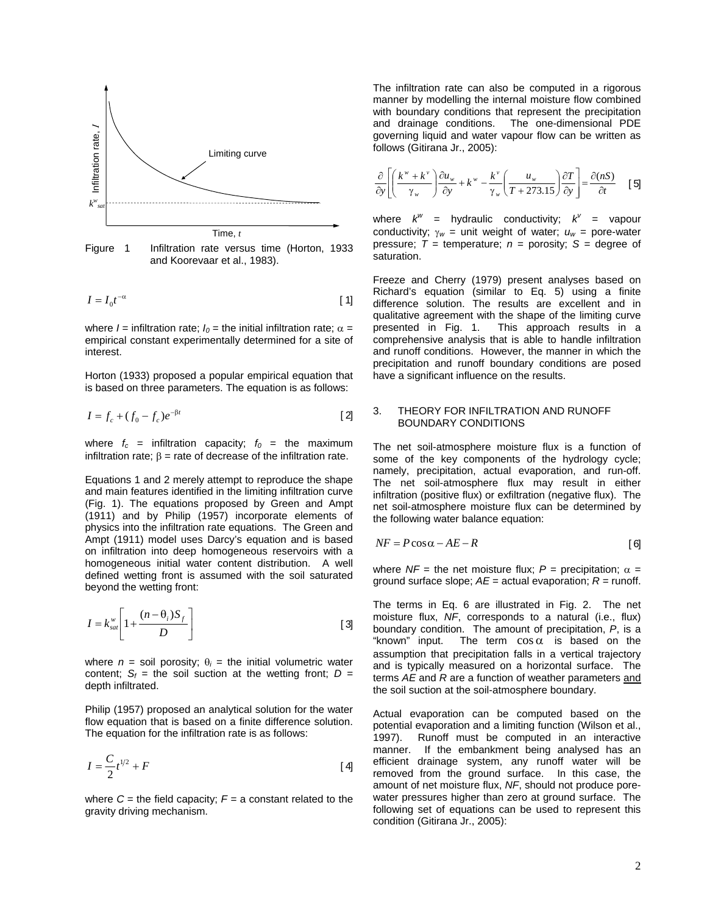Figure 1 Infiltration rate versus time (Horton, 1933 and Koorevaar et al., 1983).

$$I = I_0 t^{-\alpha} \quad [1]$$

where $I$ = infiltration rate; $I_0$ = the initial infiltration rate; $\alpha$ = empirical constant experimentally determined for a site of interest.

Horton (1933) proposed a popular empirical equation that is based on three parameters. The equation is as follows:

$$I = f_c + (f_0 - f_c)e^{-\beta t} \quad [2]$$

where $f_c$ = infiltration capacity; $f_0$ = the maximum infiltration rate; $\beta$ = rate of decrease of the infiltration rate.

Equations 1 and 2 merely attempt to reproduce the shape and main features identified in the limiting infiltration curve (Fig. 1). The equations proposed by Green and Ampt (1911) and by Philip (1957) incorporate elements of physics into the infiltration rate equations. The Green and Ampt (1911) model uses Darcy's equation and is based on infiltration into deep homogeneous reservoirs with a homogeneous initial water content distribution. A well defined wetting front is assumed with the soil saturated beyond the wetting front:

$$I = k^w_{sat}\left[1 + \frac{(n - \theta_i)S_f}{D}\right] \quad [3]$$

where $n$ = soil porosity; $\theta_i$ = the initial volumetric water content; $S_f$ = the soil suction at the wetting front; $D$ = depth infiltrated.

Philip (1957) proposed an analytical solution for the water flow equation that is based on a finite difference solution. The equation for the infiltration rate is as follows:

$$I = \frac{C}{2}t^{1/2} + F \quad [4]$$

where $C$ = the field capacity; $F$ = a constant related to the gravity driving mechanism.

The infiltration rate can also be computed in a rigorous manner by modelling the internal moisture flow combined with boundary conditions that represent the precipitation and drainage conditions. The one-dimensional PDE governing liquid and water vapour flow can be written as follows (Gitirana Jr., 2005):

$$\frac{\partial}{\partial y}\left[\left(\frac{k^w + k^v}{\gamma_w}\right)\frac{\partial u_w}{\partial y} + k^w - \frac{k^v}{\gamma_w}\left(\frac{u_w}{T + 273.15}\right)\frac{\partial T}{\partial y}\right] = \frac{\partial (nS)}{\partial t} \quad [5]$$

where $k^w$ = hydraulic conductivity; $k^v$ = vapour conductivity; $\gamma_w$ = unit weight of water; $u_w$ = pore-water pressure; $T$ = temperature; $n$ = porosity; $S$ = degree of saturation.

Freeze and Cherry (1979) present analyses based on Richard's equation (similar to Eq. 5) using a finite difference solution. The results are excellent and in qualitative agreement with the shape of the limiting curve presented in Fig. 1. This approach results in a comprehensive analysis that is able to handle infiltration and runoff conditions. However, the manner in which the precipitation and runoff boundary conditions are posed have a significant influence on the results.

## 3. THEORY FOR INFILTRATION AND RUNOFF BOUNDARY CONDITIONS

The net soil-atmosphere moisture flux is a function of some of the key components of the hydrology cycle; namely, precipitation, actual evaporation, and run-off. The net soil-atmosphere flux may result in either infiltration (positive flux) or exfiltration (negative flux). The net soil-atmosphere moisture flux can be determined by the following water balance equation:

$$NF = P\cos\alpha - AE - R \quad [6]$$

where $NF$ = the net moisture flux; $P$ = precipitation; $\alpha$ = ground surface slope; $AE$ = actual evaporation; $R$ = runoff.

The terms in Eq. 6 are illustrated in Fig. 2. The net moisture flux, $NF$, corresponds to a natural (i.e., flux) boundary condition. The amount of precipitation, $P$, is a "known" input. The term $\cos\alpha$ is based on the assumption that precipitation falls in a vertical trajectory and is typically measured on a horizontal surface. The terms $AE$ and $R$ are a function of weather parameters <u>and</u> the soil suction at the soil-atmosphere boundary.

Actual evaporation can be computed based on the potential evaporation and a limiting function (Wilson et al., 1997). Runoff must be computed in an interactive manner. If the embankment being analysed has an efficient drainage system, any runoff water will be removed from the ground surface. In this case, the amount of net moisture flux, $NF$, should not produce pore-water pressures higher than zero at ground surface. The following set of equations can be used to represent this condition (Gitirana Jr., 2005):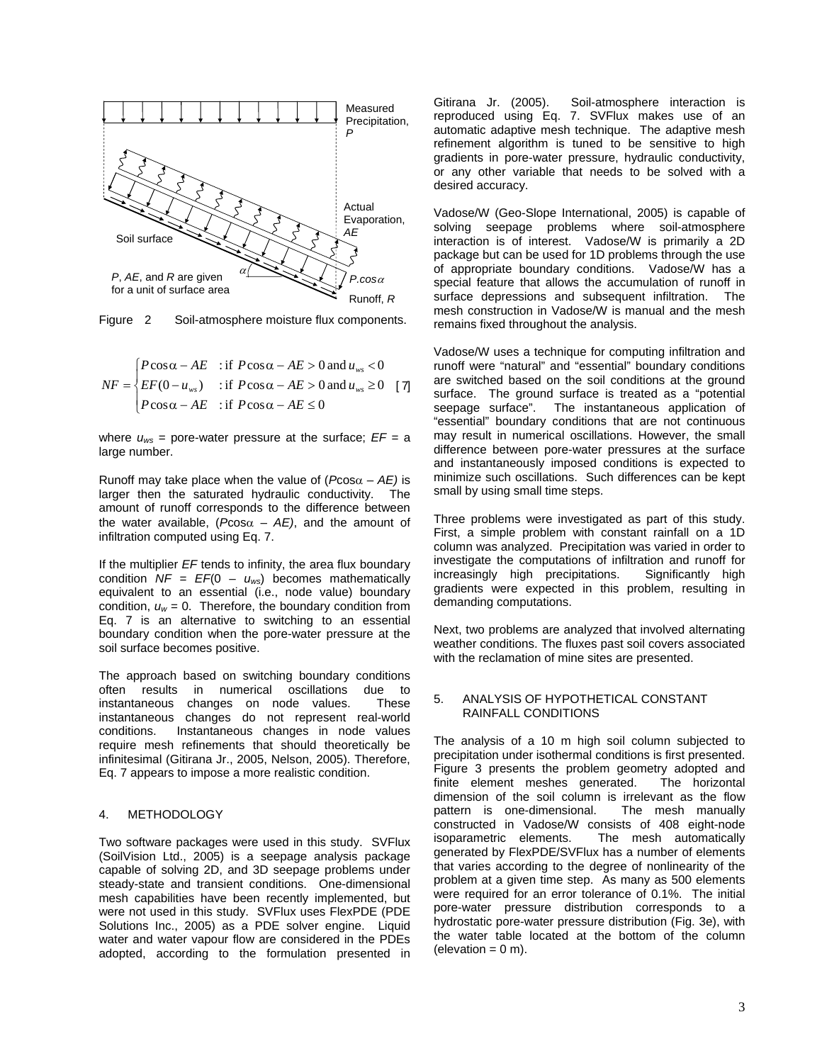Figure 2 Soil-atmosphere moisture flux components.

$$NF = \begin{cases} P\cos\alpha - AE & : \text{if } P\cos\alpha - AE > 0 \text{ and } u_{ws} < 0 \\ EF(0 - u_{ws}) & : \text{if } P\cos\alpha - AE > 0 \text{ and } u_{ws} \geq 0 \\ P\cos\alpha - AE & : \text{if } P\cos\alpha - AE \leq 0 \end{cases} \quad [7]$$

where $u_{ws}$ = pore-water pressure at the surface; $EF$ = a large number.

Runoff may take place when the value of ($P\cos\alpha$ – $AE$) is larger then the saturated hydraulic conductivity. The amount of runoff corresponds to the difference between the water available, ($P\cos\alpha$ – $AE$), and the amount of infiltration computed using Eq. 7.

If the multiplier $EF$ tends to infinity, the area flux boundary condition $NF = EF(0 - u_{ws})$ becomes mathematically equivalent to an essential (i.e., node value) boundary condition, $u_w = 0$. Therefore, the boundary condition from Eq. 7 is an alternative to switching to an essential boundary condition when the pore-water pressure at the soil surface becomes positive.

The approach based on switching boundary conditions often results in numerical oscillations due to instantaneous changes on node values. These instantaneous changes do not represent real-world conditions. Instantaneous changes in node values require mesh refinements that should theoretically be infinitesimal (Gitirana Jr., 2005, Nelson, 2005). Therefore, Eq. 7 appears to impose a more realistic condition.

## 4. METHODOLOGY

Two software packages were used in this study. SVFlux (SoilVision Ltd., 2005) is a seepage analysis package capable of solving 2D, and 3D seepage problems under steady-state and transient conditions. One-dimensional mesh capabilities have been recently implemented, but were not used in this study. SVFlux uses FlexPDE (PDE Solutions Inc., 2005) as a PDE solver engine. Liquid water and water vapour flow are considered in the PDEs adopted, according to the formulation presented in Gitirana Jr. (2005). Soil-atmosphere interaction is reproduced using Eq. 7. SVFlux makes use of an automatic adaptive mesh technique. The adaptive mesh refinement algorithm is tuned to be sensitive to high gradients in pore-water pressure, hydraulic conductivity, or any other variable that needs to be solved with a desired accuracy.

Vadose/W (Geo-Slope International, 2005) is capable of solving seepage problems where soil-atmosphere interaction is of interest. Vadose/W is primarily a 2D package but can be used for 1D problems through the use of appropriate boundary conditions. Vadose/W has a special feature that allows the accumulation of runoff in surface depressions and subsequent infiltration. The mesh construction in Vadose/W is manual and the mesh remains fixed throughout the analysis.

Vadose/W uses a technique for computing infiltration and runoff were "natural" and "essential" boundary conditions are switched based on the soil conditions at the ground surface. The ground surface is treated as a "potential seepage surface". The instantaneous application of "essential" boundary conditions that are not continuous may result in numerical oscillations. However, the small difference between pore-water pressures at the surface and instantaneously imposed conditions is expected to minimize such oscillations. Such differences can be kept small by using small time steps.

Three problems were investigated as part of this study. First, a simple problem with constant rainfall on a 1D column was analyzed. Precipitation was varied in order to investigate the computations of infiltration and runoff for increasingly high precipitations. Significantly high gradients were expected in this problem, resulting in demanding computations.

Next, two problems are analyzed that involved alternating weather conditions. The fluxes past soil covers associated with the reclamation of mine sites are presented.

## 5. ANALYSIS OF HYPOTHETICAL CONSTANT RAINFALL CONDITIONS

The analysis of a 10 m high soil column subjected to precipitation under isothermal conditions is first presented. Figure 3 presents the problem geometry adopted and finite element meshes generated. The horizontal dimension of the soil column is irrelevant as the flow pattern is one-dimensional. The mesh manually constructed in Vadose/W consists of 408 eight-node isoparametric elements. The mesh automatically generated by FlexPDE/SVFlux has a number of elements that varies according to the degree of nonlinearity of the problem at a given time step. As many as 500 elements were required for an error tolerance of 0.1%. The initial pore-water pressure distribution corresponds to a hydrostatic pore-water pressure distribution (Fig. 3e), with the water table located at the bottom of the column (elevation = 0 m).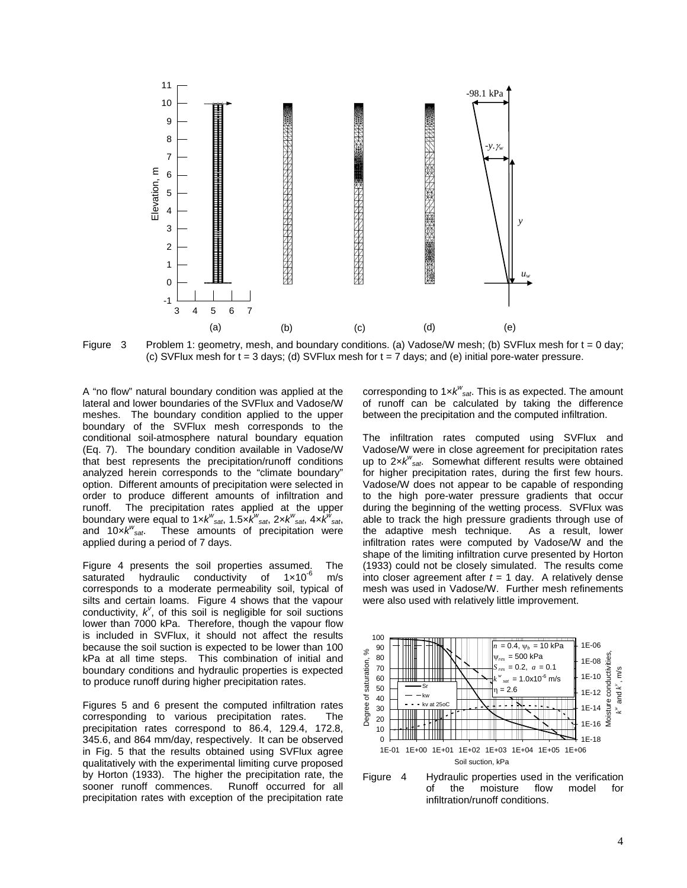Figure 3 Problem 1: geometry, mesh, and boundary conditions. (a) Vadose/W mesh; (b) SVFlux mesh for t = 0 day; (c) SVFlux mesh for t = 3 days; (d) SVFlux mesh for t = 7 days; and (e) initial pore-water pressure.

A "no flow" natural boundary condition was applied at the lateral and lower boundaries of the SVFlux and Vadose/W meshes. The boundary condition applied to the upper boundary of the SVFlux mesh corresponds to the conditional soil-atmosphere natural boundary equation (Eq. 7). The boundary condition available in Vadose/W that best represents the precipitation/runoff conditions analyzed herein corresponds to the "climate boundary" option. Different amounts of precipitation were selected in order to produce different amounts of infiltration and runoff. The precipitation rates applied at the upper boundary were equal to $1\times k^w_{sat}$, $1.5\times k^w_{sat}$, $2\times k^w_{sat}$, $4\times k^w_{sat}$, and $10\times k^w_{sat}$. These amounts of precipitation were applied during a period of 7 days.

Figure 4 presents the soil properties assumed. The saturated hydraulic conductivity of $1\times10^{-6}$ m/s corresponds to a moderate permeability soil, typical of silts and certain loams. Figure 4 shows that the vapour conductivity, $k^v$, of this soil is negligible for soil suctions lower than 7000 kPa. Therefore, though the vapour flow is included in SVFlux, it should not affect the results because the soil suction is expected to be lower than 100 kPa at all time steps. This combination of initial and boundary conditions and hydraulic properties is expected to produce runoff during higher precipitation rates.

Figures 5 and 6 present the computed infiltration rates corresponding to various precipitation rates. The precipitation rates correspond to 86.4, 129.4, 172.8, 345.6, and 864 mm/day, respectively. It can be observed in Fig. 5 that the results obtained using SVFlux agree qualitatively with the experimental limiting curve proposed by Horton (1933). The higher the precipitation rate, the sooner runoff commences. Runoff occurred for all precipitation rates with exception of the precipitation rate corresponding to $1\times k^w_{sat}$. This is as expected. The amount of runoff can be calculated by taking the difference between the precipitation and the computed infiltration.

The infiltration rates computed using SVFlux and Vadose/W were in close agreement for precipitation rates up to $2\times k^w_{sat}$. Somewhat different results were obtained for higher precipitation rates, during the first few hours. Vadose/W does not appear to be capable of responding to the high pore-water pressure gradients that occur during the beginning of the wetting process. SVFlux was able to track the high pressure gradients through use of the adaptive mesh technique. As a result, lower infiltration rates were computed by Vadose/W and the shape of the limiting infiltration curve presented by Horton (1933) could not be closely simulated. The results come into closer agreement after $t$ = 1 day. A relatively dense mesh was used in Vadose/W. Further mesh refinements were also used with relatively little improvement.

Figure 4 Hydraulic properties used in the verification of the moisture flow model for infiltration/runoff conditions.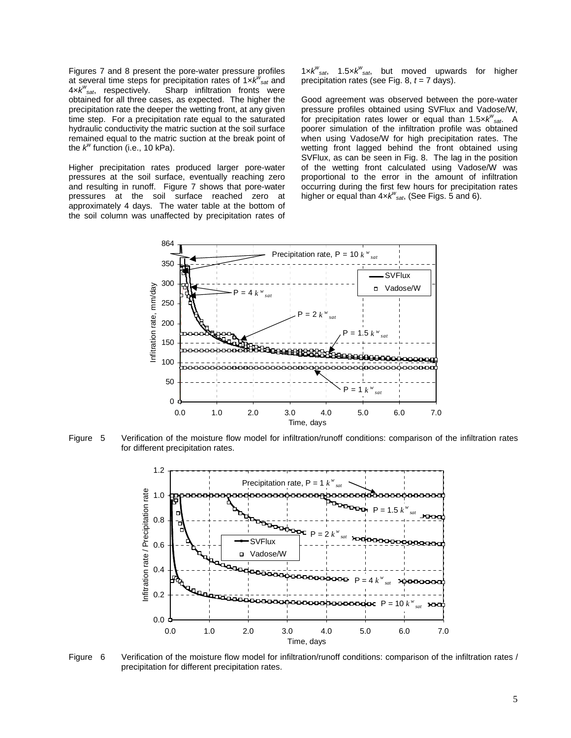Figures 7 and 8 present the pore-water pressure profiles at several time steps for precipitation rates of $1\times k^w_{sat}$ and $4\times k^w_{sat}$, respectively. Sharp infiltration fronts were obtained for all three cases, as expected. The higher the precipitation rate the deeper the wetting front, at any given time step. For a precipitation rate equal to the saturated hydraulic conductivity the matric suction at the soil surface remained equal to the matric suction at the break point of the $k^w$ function (i.e., 10 kPa).

Higher precipitation rates produced larger pore-water pressures at the soil surface, eventually reaching zero and resulting in runoff. Figure 7 shows that pore-water pressures at the soil surface reached zero at approximately 4 days. The water table at the bottom of the soil column was unaffected by precipitation rates of $1\times k^w_{sat}$, $1.5\times k^w_{sat}$, but moved upwards for higher precipitation rates (see Fig. 8, $t$ = 7 days).

Good agreement was observed between the pore-water pressure profiles obtained using SVFlux and Vadose/W, for precipitation rates lower or equal than $1.5\times k^w_{sat}$. A poorer simulation of the infiltration profile was obtained when using Vadose/W for high precipitation rates. The wetting front lagged behind the front obtained using SVFlux, as can be seen in Fig. 8. The lag in the position of the wetting front calculated using Vadose/W was proportional to the error in the amount of infiltration occurring during the first few hours for precipitation rates higher or equal than $4\times k^w_{sat}$, (See Figs. 5 and 6).

Figure 5 Verification of the moisture flow model for infiltration/runoff conditions: comparison of the infiltration rates for different precipitation rates.

Figure 6 Verification of the moisture flow model for infiltration/runoff conditions: comparison of the infiltration rates / precipitation for different precipitation rates.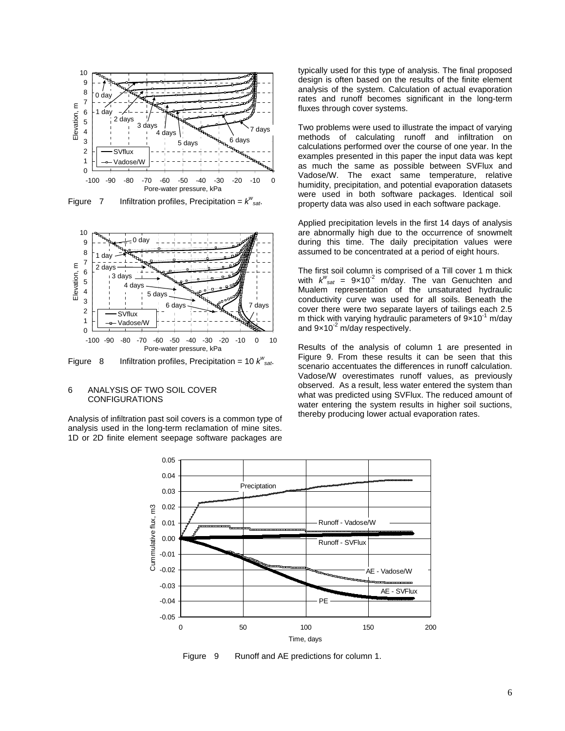Figure 7 Infiltration profiles, Precipitation = $k^{w}_{sat}$.

Figure 8 Infiltration profiles, Precipitation = 10 $k^{w}_{sat}$.

## 6 ANALYSIS OF TWO SOIL COVER CONFIGURATIONS

Analysis of infiltration past soil covers is a common type of analysis used in the long-term reclamation of mine sites. 1D or 2D finite element seepage software packages are typically used for this type of analysis. The final proposed design is often based on the results of the finite element analysis of the system. Calculation of actual evaporation rates and runoff becomes significant in the long-term fluxes through cover systems.

Two problems were used to illustrate the impact of varying methods of calculating runoff and infiltration on calculations performed over the course of one year. In the examples presented in this paper the input data was kept as much the same as possible between SVFlux and Vadose/W. The exact same temperature, relative humidity, precipitation, and potential evaporation datasets were used in both software packages. Identical soil property data was also used in each software package.

Applied precipitation levels in the first 14 days of analysis are abnormally high due to the occurrence of snowmelt during this time. The daily precipitation values were assumed to be concentrated at a period of eight hours.

The first soil column is comprised of a Till cover 1 m thick with $k^{w}_{sat}$ = $9{\times}10^{-2}$ m/day. The van Genuchten and Mualem representation of the unsaturated hydraulic conductivity curve was used for all soils. Beneath the cover there were two separate layers of tailings each 2.5 m thick with varying hydraulic parameters of $9{\times}10^{-1}$ m/day and $9{\times}10^{-2}$ m/day respectively.

Results of the analysis of column 1 are presented in Figure 9. From these results it can be seen that this scenario accentuates the differences in runoff calculation. Vadose/W overestimates runoff values, as previously observed. As a result, less water entered the system than what was predicted using SVFlux. The reduced amount of water entering the system results in higher soil suctions, thereby producing lower actual evaporation rates.

Figure 9 Runoff and AE predictions for column 1.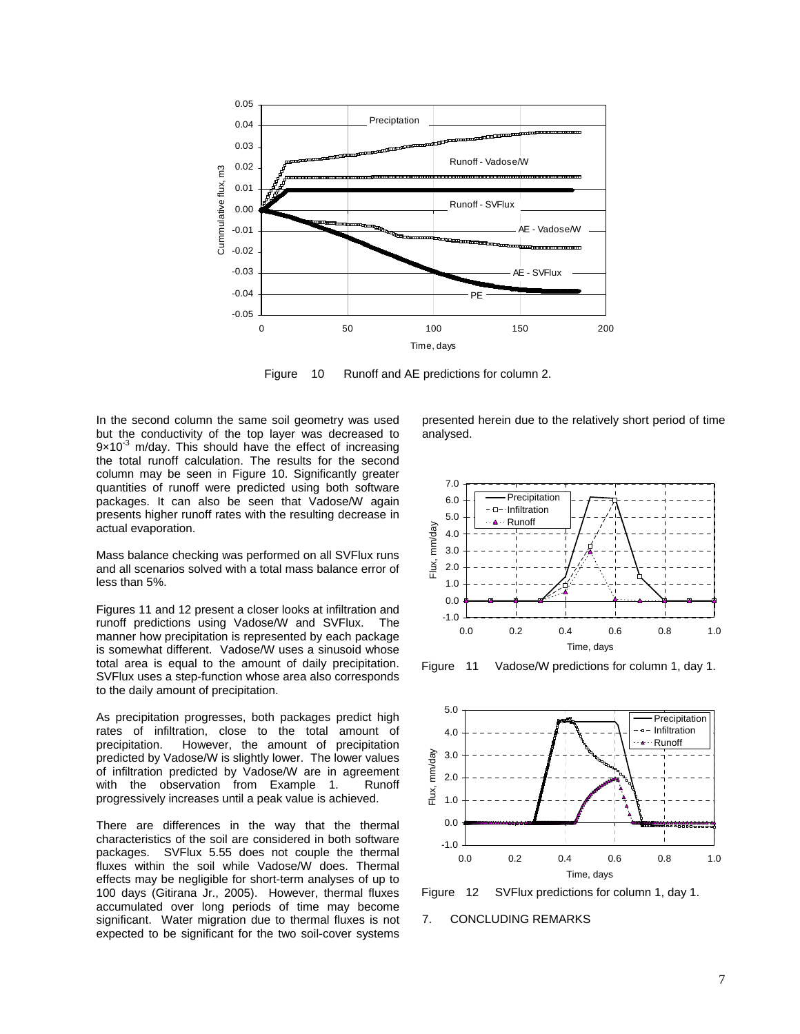Figure 10 Runoff and AE predictions for column 2.

In the second column the same soil geometry was used but the conductivity of the top layer was decreased to $9 \times 10^{-3}$ m/day. This should have the effect of increasing the total runoff calculation. The results for the second column may be seen in Figure 10. Significantly greater quantities of runoff were predicted using both software packages. It can also be seen that Vadose/W again presents higher runoff rates with the resulting decrease in actual evaporation.

Mass balance checking was performed on all SVFlux runs and all scenarios solved with a total mass balance error of less than 5%.

Figures 11 and 12 present a closer looks at infiltration and runoff predictions using Vadose/W and SVFlux. The manner how precipitation is represented by each package is somewhat different. Vadose/W uses a sinusoid whose total area is equal to the amount of daily precipitation. SVFlux uses a step-function whose area also corresponds to the daily amount of precipitation.

As precipitation progresses, both packages predict high rates of infiltration, close to the total amount of precipitation. However, the amount of precipitation predicted by Vadose/W is slightly lower. The lower values of infiltration predicted by Vadose/W are in agreement with the observation from Example 1. Runoff progressively increases until a peak value is achieved.

There are differences in the way that the thermal characteristics of the soil are considered in both software packages. SVFlux 5.55 does not couple the thermal fluxes within the soil while Vadose/W does. Thermal effects may be negligible for short-term analyses of up to 100 days (Gitirana Jr., 2005). However, thermal fluxes accumulated over long periods of time may become significant. Water migration due to thermal fluxes is not expected to be significant for the two soil-cover systems presented herein due to the relatively short period of time analysed.

Figure 11 Vadose/W predictions for column 1, day 1.

Figure 12 SVFlux predictions for column 1, day 1.

## 7. CONCLUDING REMARKS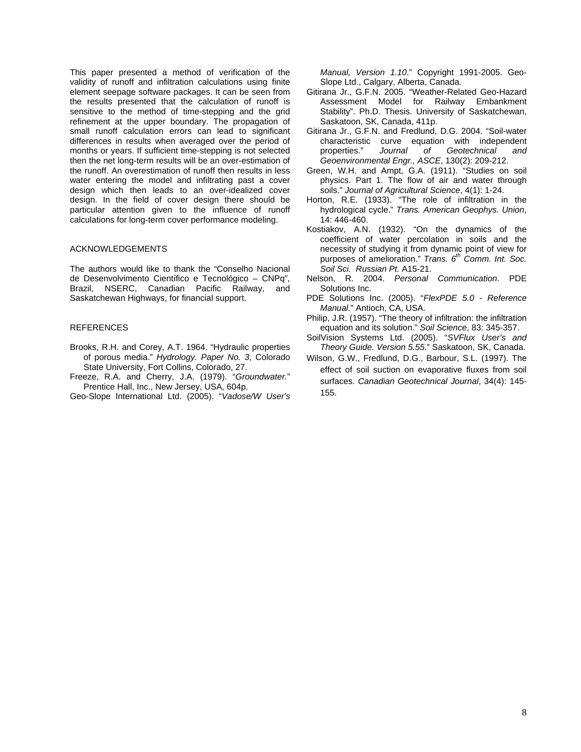This paper presented a method of verification of the validity of runoff and infiltration calculations using finite element seepage software packages. It can be seen from the results presented that the calculation of runoff is sensitive to the method of time-stepping and the grid refinement at the upper boundary. The propagation of small runoff calculation errors can lead to significant differences in results when averaged over the period of months or years. If sufficient time-stepping is not selected then the net long-term results will be an over-estimation of the runoff. An overestimation of runoff then results in less water entering the model and infiltrating past a cover design which then leads to an over-idealized cover design. In the field of cover design there should be particular attention given to the influence of runoff calculations for long-term cover performance modeling.

## ACKNOWLEDGEMENTS

The authors would like to thank the "Conselho Nacional de Desenvolvimento Científico e Tecnológico – CNPq", Brazil, NSERC, Canadian Pacific Railway, and Saskatchewan Highways, for financial support.

## REFERENCES

Brooks, R.H. and Corey, A.T. 1964. "Hydraulic properties of porous media." *Hydrology. Paper No. 3*, Colorado State University, Fort Collins, Colorado, 27.

Freeze, R.A. and Cherry, J.A. (1979). "*Groundwater.*" Prentice Hall, Inc., New Jersey, USA, 604p.

Geo-Slope International Ltd. (2005). "*Vadose/W User's Manual, Version 1.10*." Copyright 1991-2005. Geo-Slope Ltd., Calgary, Alberta, Canada.

Gitirana Jr., G.F.N. 2005. "Weather-Related Geo-Hazard Assessment Model for Railway Embankment Stability". Ph.D. Thesis. University of Saskatchewan, Saskatoon, SK, Canada, 411p.

Gitirana Jr., G.F.N. and Fredlund, D.G. 2004. "Soil-water characteristic curve equation with independent properties." *Journal of Geotechnical and Geoenvironmental Engr., ASCE*, 130(2): 209-212.

Green, W.H. and Ampt, G.A. (1911). "Studies on soil physics. Part 1. The flow of air and water through soils." *Journal of Agricultural Science*, 4(1): 1-24.

Horton, R.E. (1933). "The role of infiltration in the hydrological cycle." *Trans. American Geophys. Union*, 14: 446-460.

Kostiakov, A.N. (1932). "On the dynamics of the coefficient of water percolation in soils and the necessity of studying it from dynamic point of view for purposes of amelioration." *Trans. 6th Comm. Int. Soc. Soil Sci. Russian Pt.* A15-21.

Nelson, R. 2004. *Personal Communication*. PDE Solutions Inc.

PDE Solutions Inc. (2005). "*FlexPDE 5.0 - Reference Manual*." Antioch, CA, USA.

Philip, J.R. (1957). "The theory of infiltration: the infiltration equation and its solution." *Soil Science*, 83: 345-357.

SoilVision Systems Ltd. (2005). "*SVFlux User's and Theory Guide. Version 5.55*." Saskatoon, SK, Canada.

Wilson, G.W., Fredlund, D.G., Barbour, S.L. (1997). The effect of soil suction on evaporative fluxes from soil surfaces. *Canadian Geotechnical Journal*, 34(4): 145-155.